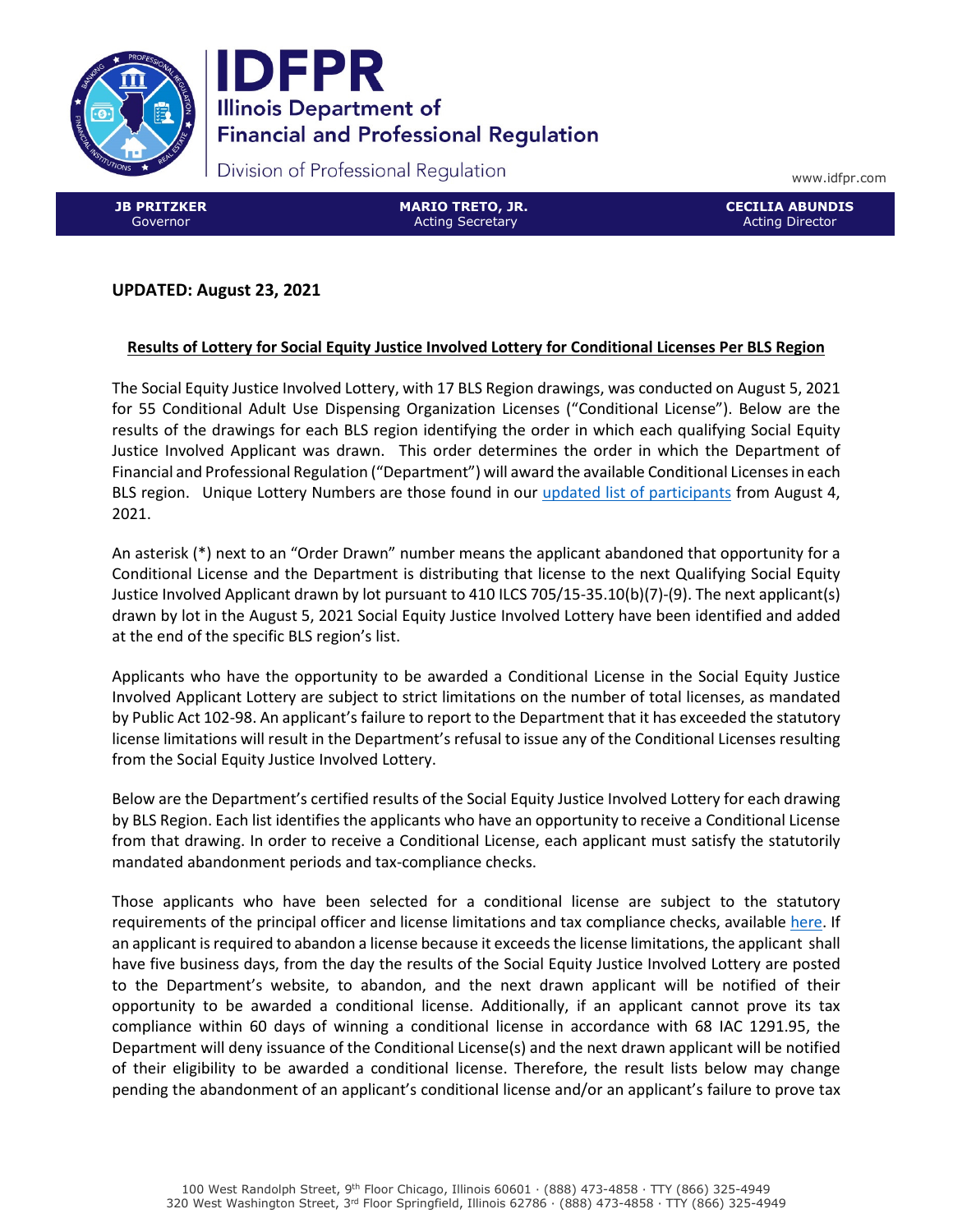# IDFPR

**Illinois Department of Financial and Professional Regulation**

Division of Professional Regulation

www.idfpr.com

| **JB PRITZKER** Governor | **MARIO TRETO, JR.** Acting Secretary | **CECILIA ABUNDIS** Acting Director |
| --- | --- | --- |

**UPDATED: August 23, 2021**

## Results of Lottery for Social Equity Justice Involved Lottery for Conditional Licenses Per BLS Region

The Social Equity Justice Involved Lottery, with 17 BLS Region drawings, was conducted on August 5, 2021 for 55 Conditional Adult Use Dispensing Organization Licenses ("Conditional License"). Below are the results of the drawings for each BLS region identifying the order in which each qualifying Social Equity Justice Involved Applicant was drawn. This order determines the order in which the Department of Financial and Professional Regulation ("Department") will award the available Conditional Licenses in each BLS region. Unique Lottery Numbers are those found in our updated list of participants from August 4, 2021.

An asterisk (*) next to an "Order Drawn" number means the applicant abandoned that opportunity for a Conditional License and the Department is distributing that license to the next Qualifying Social Equity Justice Involved Applicant drawn by lot pursuant to 410 ILCS 705/15-35.10(b)(7)-(9). The next applicant(s) drawn by lot in the August 5, 2021 Social Equity Justice Involved Lottery have been identified and added at the end of the specific BLS region's list.

Applicants who have the opportunity to be awarded a Conditional License in the Social Equity Justice Involved Applicant Lottery are subject to strict limitations on the number of total licenses, as mandated by Public Act 102-98. An applicant's failure to report to the Department that it has exceeded the statutory license limitations will result in the Department's refusal to issue any of the Conditional Licenses resulting from the Social Equity Justice Involved Lottery.

Below are the Department's certified results of the Social Equity Justice Involved Lottery for each drawing by BLS Region. Each list identifies the applicants who have an opportunity to receive a Conditional License from that drawing. In order to receive a Conditional License, each applicant must satisfy the statutorily mandated abandonment periods and tax-compliance checks.

Those applicants who have been selected for a conditional license are subject to the statutory requirements of the principal officer and license limitations and tax compliance checks, available here. If an applicant is required to abandon a license because it exceeds the license limitations, the applicant shall have five business days, from the day the results of the Social Equity Justice Involved Lottery are posted to the Department's website, to abandon, and the next drawn applicant will be notified of their opportunity to be awarded a conditional license. Additionally, if an applicant cannot prove its tax compliance within 60 days of winning a conditional license in accordance with 68 IAC 1291.95, the Department will deny issuance of the Conditional License(s) and the next drawn applicant will be notified of their eligibility to be awarded a conditional license. Therefore, the result lists below may change pending the abandonment of an applicant's conditional license and/or an applicant's failure to prove tax

100 West Randolph Street, 9th Floor Chicago, Illinois 60601 · (888) 473-4858 · TTY (866) 325-4949
320 West Washington Street, 3rd Floor Springfield, Illinois 62786 · (888) 473-4858 · TTY (866) 325-4949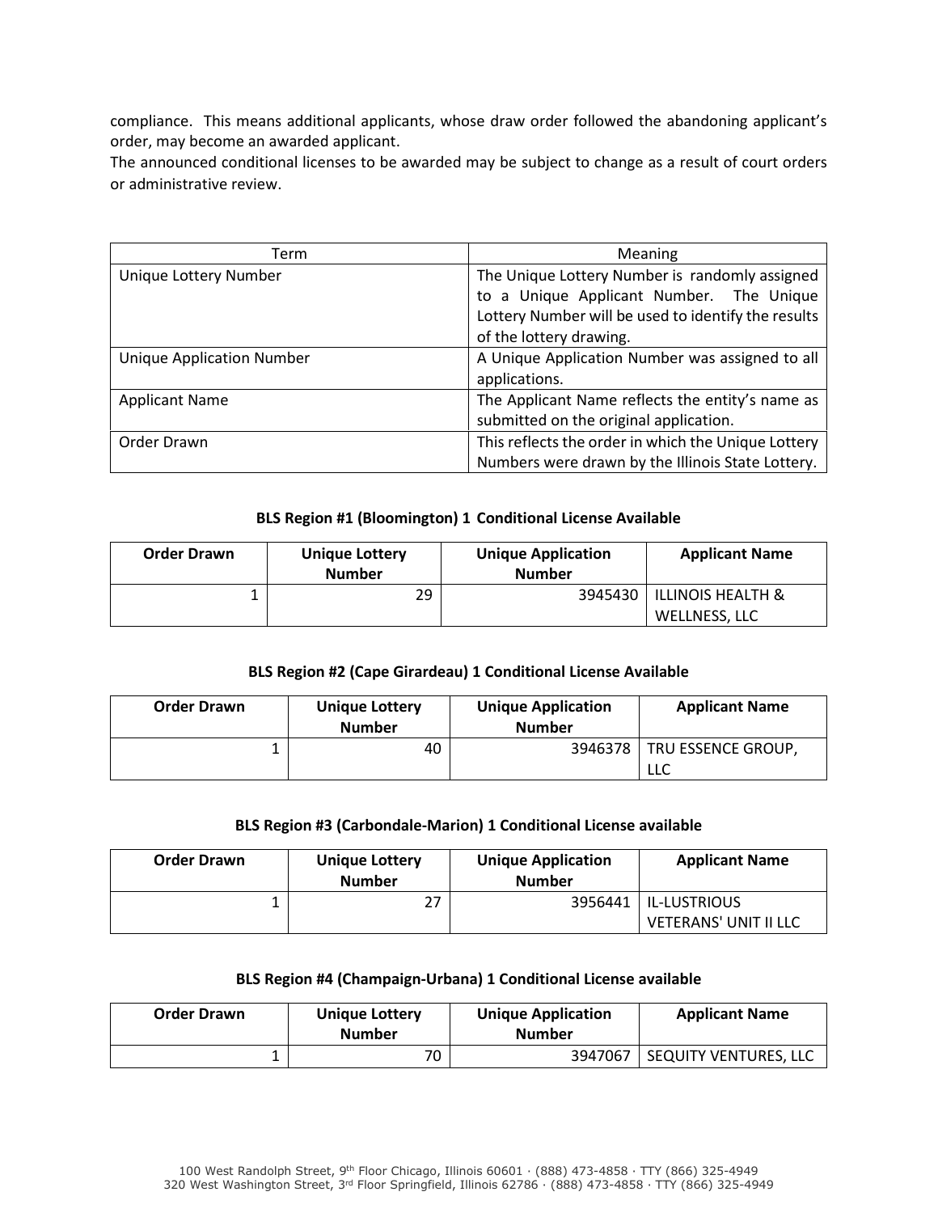compliance. This means additional applicants, whose draw order followed the abandoning applicant's order, may become an awarded applicant.

The announced conditional licenses to be awarded may be subject to change as a result of court orders or administrative review.

| Term | Meaning |
| --- | --- |
| Unique Lottery Number | The Unique Lottery Number is randomly assigned to a Unique Applicant Number. The Unique Lottery Number will be used to identify the results of the lottery drawing. |
| Unique Application Number | A Unique Application Number was assigned to all applications. |
| Applicant Name | The Applicant Name reflects the entity's name as submitted on the original application. |
| Order Drawn | This reflects the order in which the Unique Lottery Numbers were drawn by the Illinois State Lottery. |

**BLS Region #1 (Bloomington) 1 Conditional License Available**

| Order Drawn | Unique Lottery Number | Unique Application Number | Applicant Name |
| --- | --- | --- | --- |
| 1 | 29 | 3945430 | ILLINOIS HEALTH & WELLNESS, LLC |

**BLS Region #2 (Cape Girardeau) 1 Conditional License Available**

| Order Drawn | Unique Lottery Number | Unique Application Number | Applicant Name |
| --- | --- | --- | --- |
| 1 | 40 | 3946378 | TRU ESSENCE GROUP, LLC |

**BLS Region #3 (Carbondale-Marion) 1 Conditional License available**

| Order Drawn | Unique Lottery Number | Unique Application Number | Applicant Name |
| --- | --- | --- | --- |
| 1 | 27 | 3956441 | IL-LUSTRIOUS VETERANS' UNIT II LLC |

**BLS Region #4 (Champaign-Urbana) 1 Conditional License available**

| Order Drawn | Unique Lottery Number | Unique Application Number | Applicant Name |
| --- | --- | --- | --- |
| 1 | 70 | 3947067 | SEQUITY VENTURES, LLC |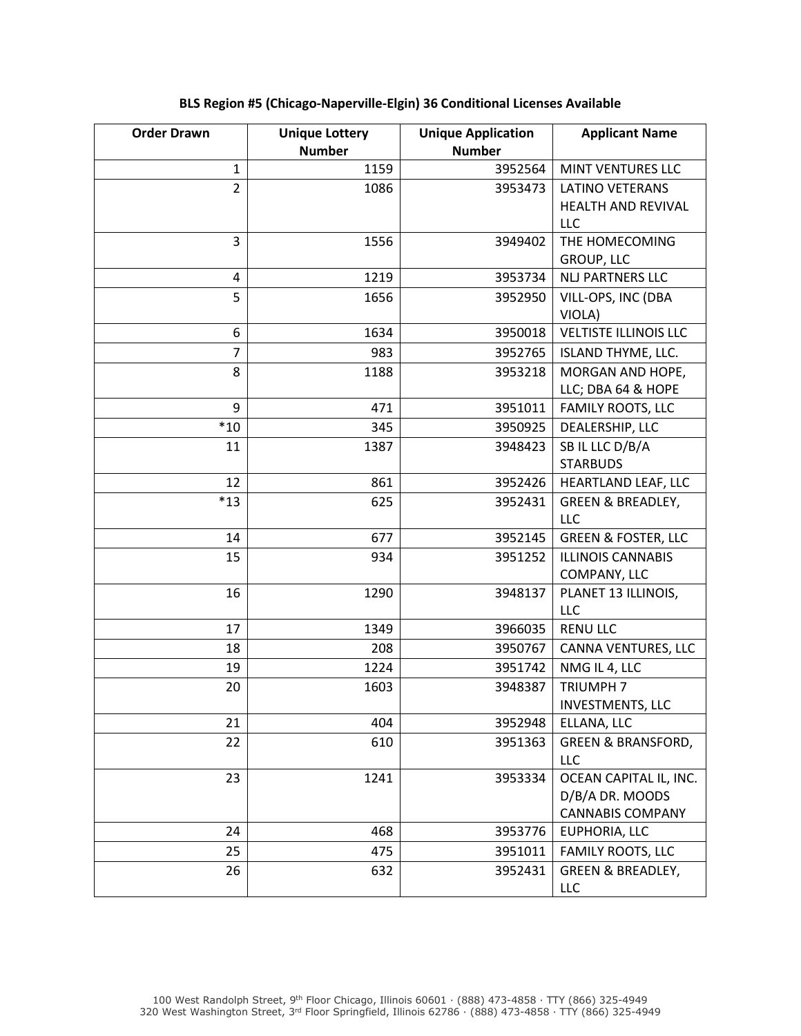**BLS Region #5 (Chicago-Naperville-Elgin) 36 Conditional Licenses Available**

| Order Drawn | Unique Lottery Number | Unique Application Number | Applicant Name |
|---|---|---|---|
| 1 | 1159 | 3952564 | MINT VENTURES LLC |
| 2 | 1086 | 3953473 | LATINO VETERANS HEALTH AND REVIVAL LLC |
| 3 | 1556 | 3949402 | THE HOMECOMING GROUP, LLC |
| 4 | 1219 | 3953734 | NLJ PARTNERS LLC |
| 5 | 1656 | 3952950 | VILL-OPS, INC (DBA VIOLA) |
| 6 | 1634 | 3950018 | VELTISTE ILLINOIS LLC |
| 7 | 983 | 3952765 | ISLAND THYME, LLC. |
| 8 | 1188 | 3953218 | MORGAN AND HOPE, LLC; DBA 64 & HOPE |
| 9 | 471 | 3951011 | FAMILY ROOTS, LLC |
| *10 | 345 | 3950925 | DEALERSHIP, LLC |
| 11 | 1387 | 3948423 | SB IL LLC D/B/A STARBUDS |
| 12 | 861 | 3952426 | HEARTLAND LEAF, LLC |
| *13 | 625 | 3952431 | GREEN & BREADLEY, LLC |
| 14 | 677 | 3952145 | GREEN & FOSTER, LLC |
| 15 | 934 | 3951252 | ILLINOIS CANNABIS COMPANY, LLC |
| 16 | 1290 | 3948137 | PLANET 13 ILLINOIS, LLC |
| 17 | 1349 | 3966035 | RENU LLC |
| 18 | 208 | 3950767 | CANNA VENTURES, LLC |
| 19 | 1224 | 3951742 | NMG IL 4, LLC |
| 20 | 1603 | 3948387 | TRIUMPH 7 INVESTMENTS, LLC |
| 21 | 404 | 3952948 | ELLANA, LLC |
| 22 | 610 | 3951363 | GREEN & BRANSFORD, LLC |
| 23 | 1241 | 3953334 | OCEAN CAPITAL IL, INC. D/B/A DR. MOODS CANNABIS COMPANY |
| 24 | 468 | 3953776 | EUPHORIA, LLC |
| 25 | 475 | 3951011 | FAMILY ROOTS, LLC |
| 26 | 632 | 3952431 | GREEN & BREADLEY, LLC |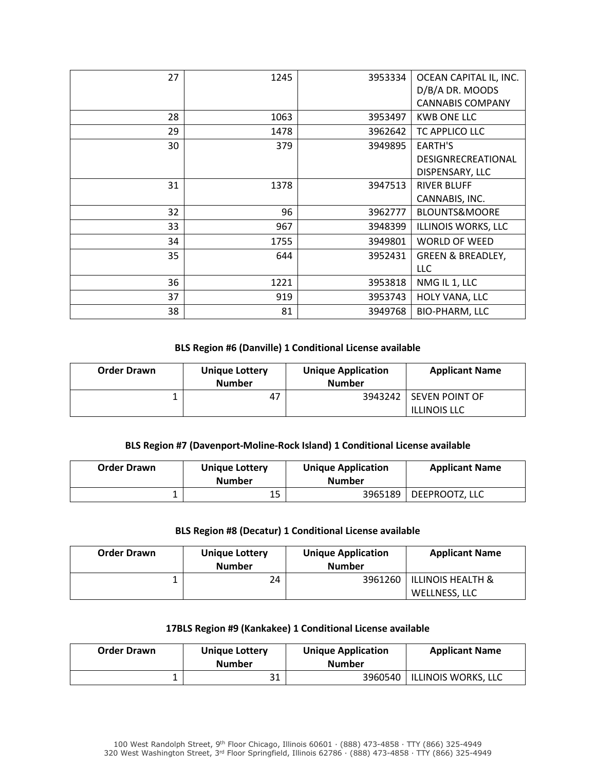| Order Drawn | Unique Lottery Number | Unique Application Number | Applicant Name |
|---|---|---|---|
| 27 | 1245 | 3953334 | OCEAN CAPITAL IL, INC. D/B/A DR. MOODS CANNABIS COMPANY |
| 28 | 1063 | 3953497 | KWB ONE LLC |
| 29 | 1478 | 3962642 | TC APPLICO LLC |
| 30 | 379 | 3949895 | EARTH'S DESIGNRECREATIONAL DISPENSARY, LLC |
| 31 | 1378 | 3947513 | RIVER BLUFF CANNABIS, INC. |
| 32 | 96 | 3962777 | BLOUNTS&MOORE |
| 33 | 967 | 3948399 | ILLINOIS WORKS, LLC |
| 34 | 1755 | 3949801 | WORLD OF WEED |
| 35 | 644 | 3952431 | GREEN & BREADLEY, LLC |
| 36 | 1221 | 3953818 | NMG IL 1, LLC |
| 37 | 919 | 3953743 | HOLY VANA, LLC |
| 38 | 81 | 3949768 | BIO-PHARM, LLC |

**BLS Region #6 (Danville) 1 Conditional License available**

| Order Drawn | Unique Lottery Number | Unique Application Number | Applicant Name |
|---|---|---|---|
| 1 | 47 | 3943242 | SEVEN POINT OF ILLINOIS LLC |

**BLS Region #7 (Davenport-Moline-Rock Island) 1 Conditional License available**

| Order Drawn | Unique Lottery Number | Unique Application Number | Applicant Name |
|---|---|---|---|
| 1 | 15 | 3965189 | DEEPROOTZ, LLC |

**BLS Region #8 (Decatur) 1 Conditional License available**

| Order Drawn | Unique Lottery Number | Unique Application Number | Applicant Name |
|---|---|---|---|
| 1 | 24 | 3961260 | ILLINOIS HEALTH & WELLNESS, LLC |

**17BLS Region #9 (Kankakee) 1 Conditional License available**

| Order Drawn | Unique Lottery Number | Unique Application Number | Applicant Name |
|---|---|---|---|
| 1 | 31 | 3960540 | ILLINOIS WORKS, LLC |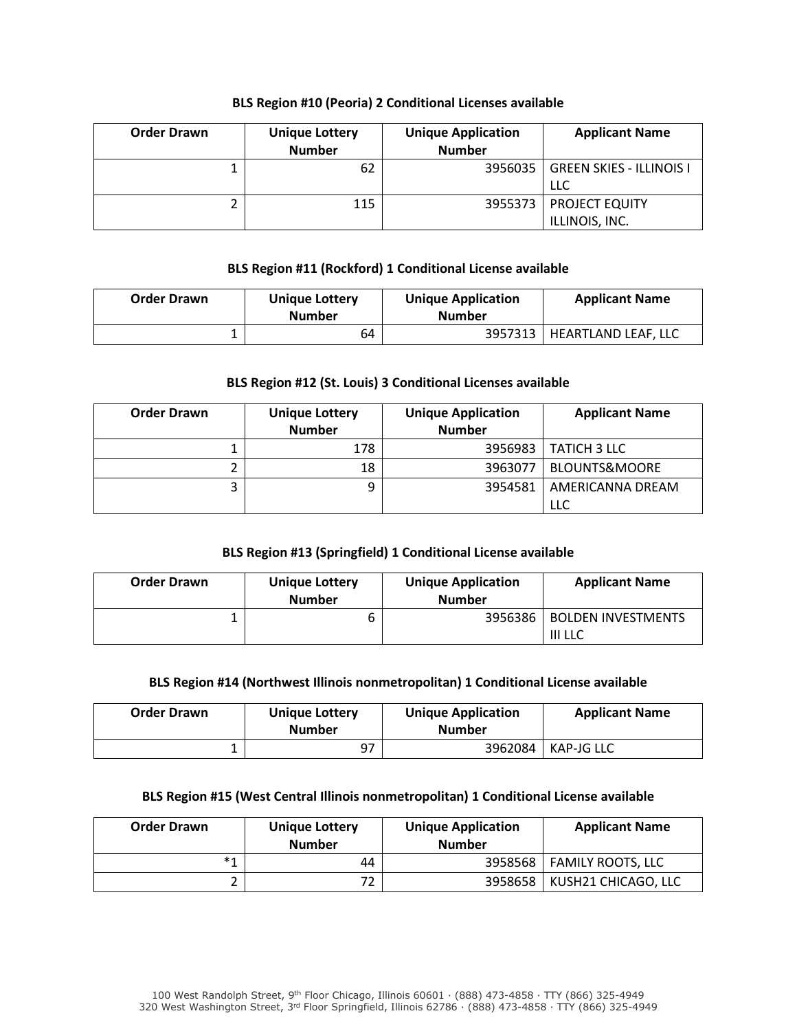**BLS Region #10 (Peoria) 2 Conditional Licenses available**

| Order Drawn | Unique Lottery Number | Unique Application Number | Applicant Name |
|---|---|---|---|
| 1 | 62 | 3956035 | GREEN SKIES - ILLINOIS I LLC |
| 2 | 115 | 3955373 | PROJECT EQUITY ILLINOIS, INC. |

**BLS Region #11 (Rockford) 1 Conditional License available**

| Order Drawn | Unique Lottery Number | Unique Application Number | Applicant Name |
|---|---|---|---|
| 1 | 64 | 3957313 | HEARTLAND LEAF, LLC |

**BLS Region #12 (St. Louis) 3 Conditional Licenses available**

| Order Drawn | Unique Lottery Number | Unique Application Number | Applicant Name |
|---|---|---|---|
| 1 | 178 | 3956983 | TATICH 3 LLC |
| 2 | 18 | 3963077 | BLOUNTS&MOORE |
| 3 | 9 | 3954581 | AMERICANNA DREAM LLC |

**BLS Region #13 (Springfield) 1 Conditional License available**

| Order Drawn | Unique Lottery Number | Unique Application Number | Applicant Name |
|---|---|---|---|
| 1 | 6 | 3956386 | BOLDEN INVESTMENTS III LLC |

**BLS Region #14 (Northwest Illinois nonmetropolitan) 1 Conditional License available**

| Order Drawn | Unique Lottery Number | Unique Application Number | Applicant Name |
|---|---|---|---|
| 1 | 97 | 3962084 | KAP-JG LLC |

**BLS Region #15 (West Central Illinois nonmetropolitan) 1 Conditional License available**

| Order Drawn | Unique Lottery Number | Unique Application Number | Applicant Name |
|---|---|---|---|
| *1 | 44 | 3958568 | FAMILY ROOTS, LLC |
| 2 | 72 | 3958658 | KUSH21 CHICAGO, LLC |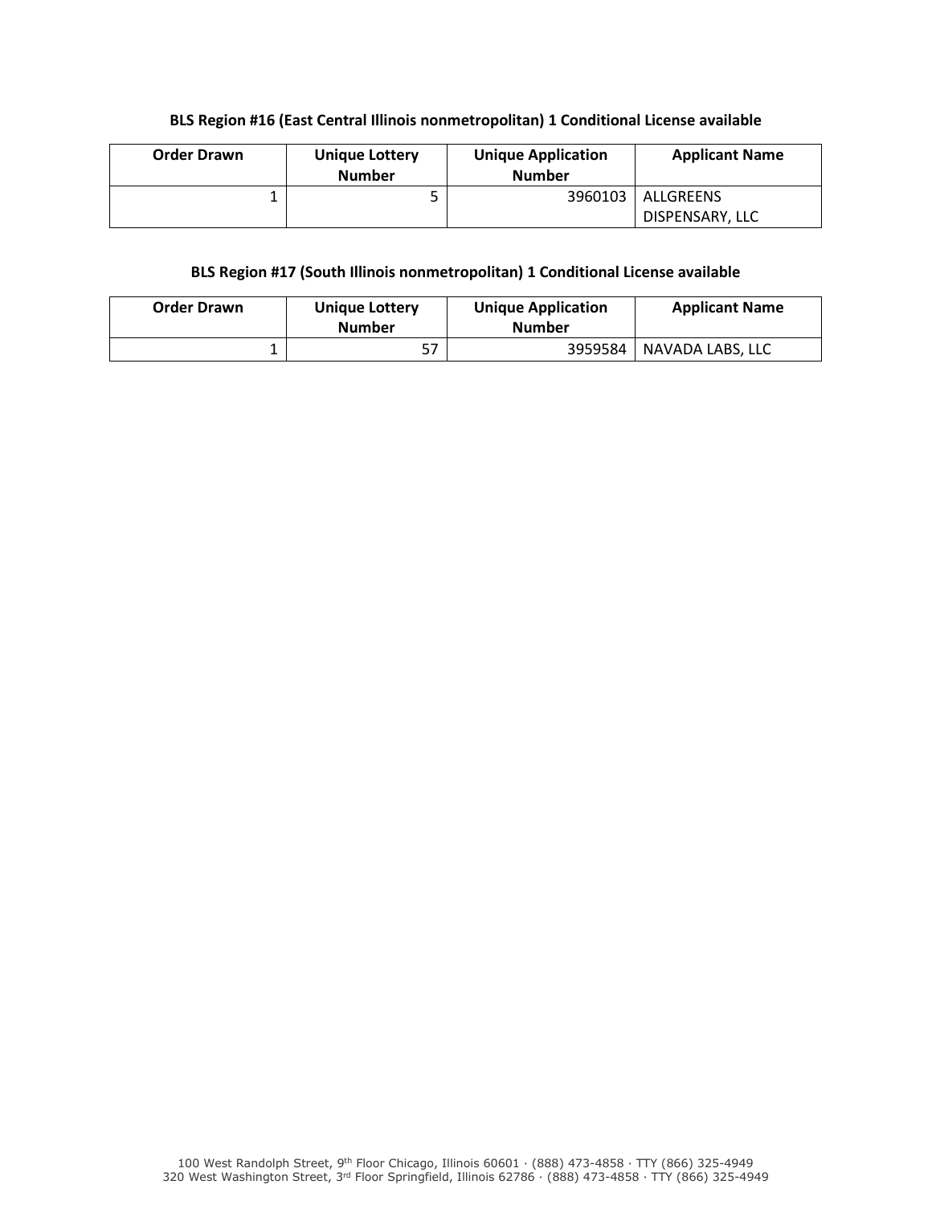**BLS Region #16 (East Central Illinois nonmetropolitan) 1 Conditional License available**

| Order Drawn | Unique Lottery Number | Unique Application Number | Applicant Name |
|---|---|---|---|
| 1 | 5 | 3960103 | ALLGREENS DISPENSARY, LLC |

**BLS Region #17 (South Illinois nonmetropolitan) 1 Conditional License available**

| Order Drawn | Unique Lottery Number | Unique Application Number | Applicant Name |
|---|---|---|---|
| 1 | 57 | 3959584 | NAVADA LABS, LLC |